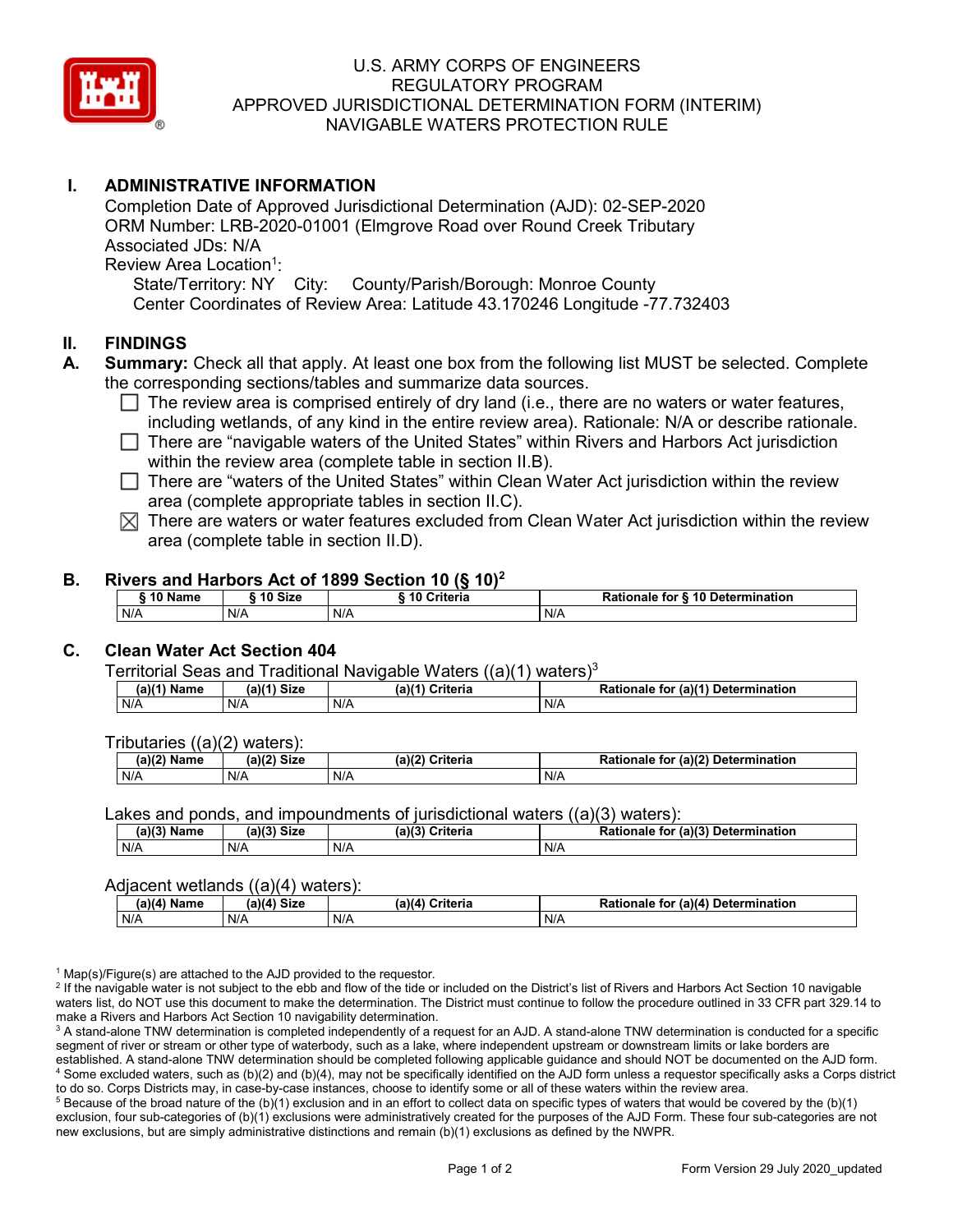# U.S. ARMY CORPS OF ENGINEERS
# REGULATORY PROGRAM
# APPROVED JURISDICTIONAL DETERMINATION FORM (INTERIM)
# NAVIGABLE WATERS PROTECTION RULE

## I. ADMINISTRATIVE INFORMATION

Completion Date of Approved Jurisdictional Determination (AJD): 02-SEP-2020
ORM Number: LRB-2020-01001 (Elmgrove Road over Round Creek Tributary
Associated JDs: N/A
Review Area Location[1]:
State/Territory: NY City: County/Parish/Borough: Monroe County
Center Coordinates of Review Area: Latitude 43.170246 Longitude -77.732403

## II. FINDINGS

**A. Summary:** Check all that apply. At least one box from the following list MUST be selected. Complete the corresponding sections/tables and summarize data sources.

- ☐ The review area is comprised entirely of dry land (i.e., there are no waters or water features, including wetlands, of any kind in the entire review area). Rationale: N/A or describe rationale.
- ☐ There are "navigable waters of the United States" within Rivers and Harbors Act jurisdiction within the review area (complete table in section II.B).
- ☐ There are "waters of the United States" within Clean Water Act jurisdiction within the review area (complete appropriate tables in section II.C).
- ☒ There are waters or water features excluded from Clean Water Act jurisdiction within the review area (complete table in section II.D).

### B. Rivers and Harbors Act of 1899 Section 10 (§ 10)[2]

| § 10 Name | § 10 Size | § 10 Criteria | Rationale for § 10 Determination |
|---|---|---|---|
| N/A | N/A | N/A | N/A |

### C. Clean Water Act Section 404

Territorial Seas and Traditional Navigable Waters ((a)(1) waters)[3]

| (a)(1) Name | (a)(1) Size | (a)(1) Criteria | Rationale for (a)(1) Determination |
|---|---|---|---|
| N/A | N/A | N/A | N/A |

Tributaries ((a)(2) waters):

| (a)(2) Name | (a)(2) Size | (a)(2) Criteria | Rationale for (a)(2) Determination |
|---|---|---|---|
| N/A | N/A | N/A | N/A |

Lakes and ponds, and impoundments of jurisdictional waters ((a)(3) waters):

| (a)(3) Name | (a)(3) Size | (a)(3) Criteria | Rationale for (a)(3) Determination |
|---|---|---|---|
| N/A | N/A | N/A | N/A |

Adjacent wetlands ((a)(4) waters):

| (a)(4) Name | (a)(4) Size | (a)(4) Criteria | Rationale for (a)(4) Determination |
|---|---|---|---|
| N/A | N/A | N/A | N/A |

[1] Map(s)/Figure(s) are attached to the AJD provided to the requestor.
[2] If the navigable water is not subject to the ebb and flow of the tide or included on the District's list of Rivers and Harbors Act Section 10 navigable waters list, do NOT use this document to make the determination. The District must continue to follow the procedure outlined in 33 CFR part 329.14 to make a Rivers and Harbors Act Section 10 navigability determination.
[3] A stand-alone TNW determination is completed independently of a request for an AJD. A stand-alone TNW determination is conducted for a specific segment of river or stream or other type of waterbody, such as a lake, where independent upstream or downstream limits or lake borders are established. A stand-alone TNW determination should be completed following applicable guidance and should NOT be documented on the AJD form.
[4] Some excluded waters, such as (b)(2) and (b)(4), may not be specifically identified on the AJD form unless a requestor specifically asks a Corps district to do so. Corps Districts may, in case-by-case instances, choose to identify some or all of these waters within the review area.
[5] Because of the broad nature of the (b)(1) exclusion and in an effort to collect data on specific types of waters that would be covered by the (b)(1) exclusion, four sub-categories of (b)(1) exclusions were administratively created for the purposes of the AJD Form. These four sub-categories are not new exclusions, but are simply administrative distinctions and remain (b)(1) exclusions as defined by the NWPR.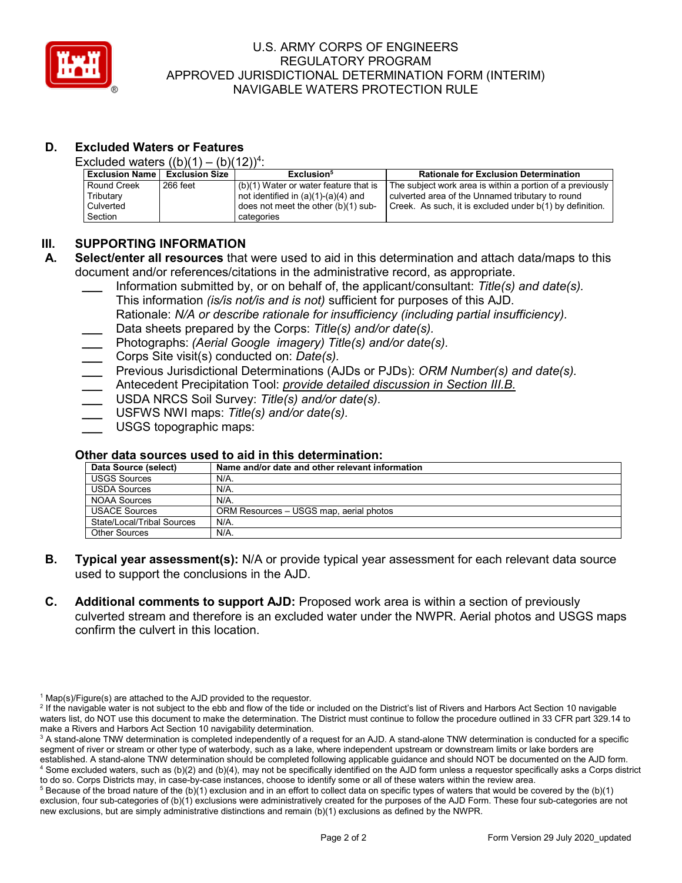U.S. ARMY CORPS OF ENGINEERS
REGULATORY PROGRAM
APPROVED JURISDICTIONAL DETERMINATION FORM (INTERIM)
NAVIGABLE WATERS PROTECTION RULE

## D. Excluded Waters or Features

Excluded waters ((b)(1) – (b)(12))[4]:

| Exclusion Name | Exclusion Size | Exclusion[5] | Rationale for Exclusion Determination |
|---|---|---|---|
| Round Creek Tributary Culverted Section | 266 feet | (b)(1) Water or water feature that is not identified in (a)(1)-(a)(4) and does not meet the other (b)(1) sub-categories | The subject work area is within a portion of a previously culverted area of the Unnamed tributary to round Creek. As such, it is excluded under b(1) by definition. |

## III. SUPPORTING INFORMATION

**A. Select/enter all resources** that were used to aid in this determination and attach data/maps to this document and/or references/citations in the administrative record, as appropriate.

- ___ Information submitted by, or on behalf of, the applicant/consultant: *Title(s) and date(s).* This information *(is/is not/is and is not)* sufficient for purposes of this AJD. Rationale: *N/A or describe rationale for insufficiency (including partial insufficiency).*
- ___ Data sheets prepared by the Corps: *Title(s) and/or date(s).*
- ___ Photographs: *(Aerial Google imagery) Title(s) and/or date(s).*
- ___ Corps Site visit(s) conducted on: *Date(s).*
- ___ Previous Jurisdictional Determinations (AJDs or PJDs): *ORM Number(s) and date(s).*
- ___ Antecedent Precipitation Tool: *provide detailed discussion in Section III.B.*
- ___ USDA NRCS Soil Survey: *Title(s) and/or date(s).*
- ___ USFWS NWI maps: *Title(s) and/or date(s).*
- ___ USGS topographic maps:

**Other data sources used to aid in this determination:**

| Data Source (select) | Name and/or date and other relevant information |
|---|---|
| USGS Sources | N/A. |
| USDA Sources | N/A. |
| NOAA Sources | N/A. |
| USACE Sources | ORM Resources – USGS map, aerial photos |
| State/Local/Tribal Sources | N/A. |
| Other Sources | N/A. |

**B. Typical year assessment(s):** N/A or provide typical year assessment for each relevant data source used to support the conclusions in the AJD.

**C. Additional comments to support AJD:** Proposed work area is within a section of previously culverted stream and therefore is an excluded water under the NWPR. Aerial photos and USGS maps confirm the culvert in this location.

---

[1] Map(s)/Figure(s) are attached to the AJD provided to the requestor.

[2] If the navigable water is not subject to the ebb and flow of the tide or included on the District's list of Rivers and Harbors Act Section 10 navigable waters list, do NOT use this document to make the determination. The District must continue to follow the procedure outlined in 33 CFR part 329.14 to make a Rivers and Harbors Act Section 10 navigability determination.

[3] A stand-alone TNW determination is completed independently of a request for an AJD. A stand-alone TNW determination is conducted for a specific segment of river or stream or other type of waterbody, such as a lake, where independent upstream or downstream limits or lake borders are established. A stand-alone TNW determination should be completed following applicable guidance and should NOT be documented on the AJD form.

[4] Some excluded waters, such as (b)(2) and (b)(4), may not be specifically identified on the AJD form unless a requestor specifically asks a Corps district to do so. Corps Districts may, in case-by-case instances, choose to identify some or all of these waters within the review area.

[5] Because of the broad nature of the (b)(1) exclusion and in an effort to collect data on specific types of waters that would be covered by the (b)(1) exclusion, four sub-categories of (b)(1) exclusions were administratively created for the purposes of the AJD Form. These four sub-categories are not new exclusions, but are simply administrative distinctions and remain (b)(1) exclusions as defined by the NWPR.

Form Version 29 July 2020_updated